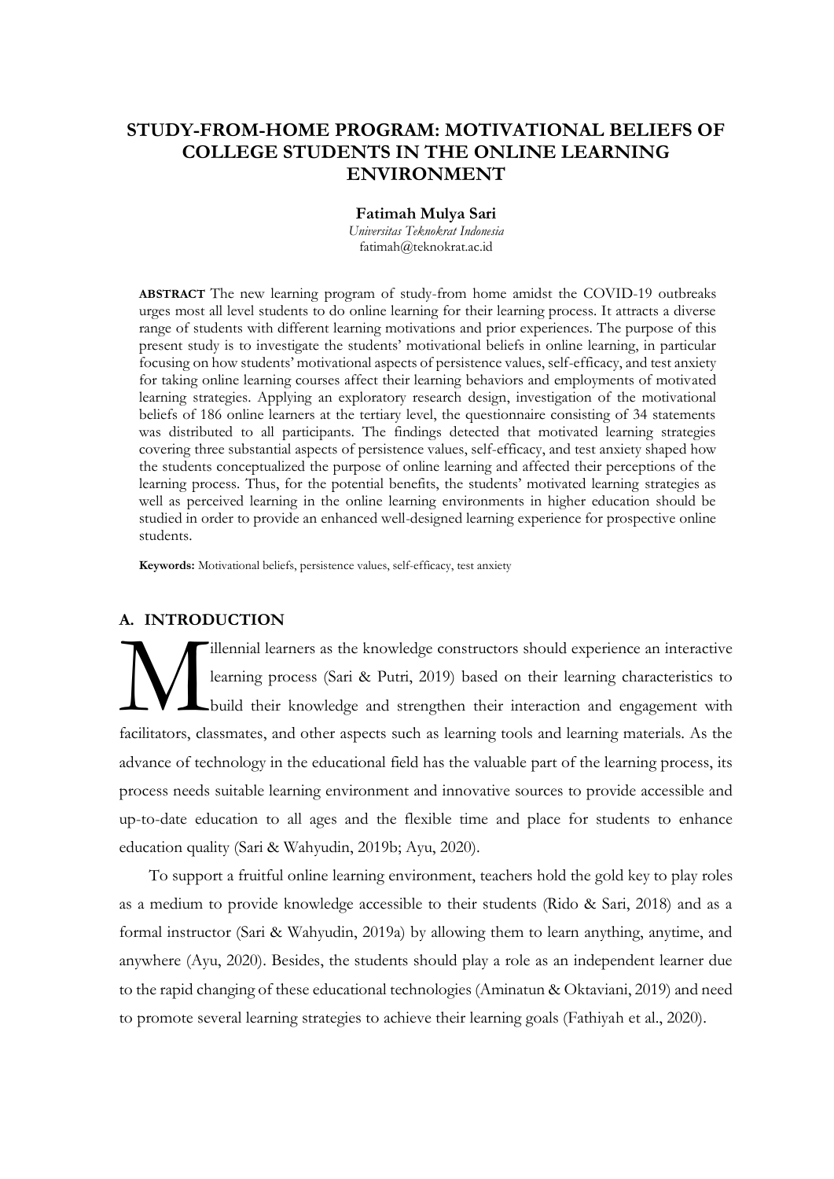# STUDY-FROM-HOME PROGRAM: MOTIVATIONAL BELIEFS OF COLLEGE STUDENTS IN THE ONLINE LEARNING ENVIRONMENT

**Fatimah Mulya Sari**

*Universitas Teknokrat Indonesia*

fatimah@teknokrat.ac.id

**ABSTRACT** The new learning program of study-from home amidst the COVID-19 outbreaks urges most all level students to do online learning for their learning process. It attracts a diverse range of students with different learning motivations and prior experiences. The purpose of this present study is to investigate the students' motivational beliefs in online learning, in particular focusing on how students' motivational aspects of persistence values, self-efficacy, and test anxiety for taking online learning courses affect their learning behaviors and employments of motivated learning strategies. Applying an exploratory research design, investigation of the motivational beliefs of 186 online learners at the tertiary level, the questionnaire consisting of 34 statements was distributed to all participants. The findings detected that motivated learning strategies covering three substantial aspects of persistence values, self-efficacy, and test anxiety shaped how the students conceptualized the purpose of online learning and affected their perceptions of the learning process. Thus, for the potential benefits, the students' motivated learning strategies as well as perceived learning in the online learning environments in higher education should be studied in order to provide an enhanced well-designed learning experience for prospective online students.

**Keywords:** Motivational beliefs, persistence values, self-efficacy, test anxiety

## A. INTRODUCTION

Millennial learners as the knowledge constructors should experience an interactive learning process (Sari & Putri, 2019) based on their learning characteristics to build their knowledge and strengthen their interaction and engagement with facilitators, classmates, and other aspects such as learning tools and learning materials. As the advance of technology in the educational field has the valuable part of the learning process, its process needs suitable learning environment and innovative sources to provide accessible and up-to-date education to all ages and the flexible time and place for students to enhance education quality (Sari & Wahyudin, 2019b; Ayu, 2020).

To support a fruitful online learning environment, teachers hold the gold key to play roles as a medium to provide knowledge accessible to their students (Rido & Sari, 2018) and as a formal instructor (Sari & Wahyudin, 2019a) by allowing them to learn anything, anytime, and anywhere (Ayu, 2020). Besides, the students should play a role as an independent learner due to the rapid changing of these educational technologies (Aminatun & Oktaviani, 2019) and need to promote several learning strategies to achieve their learning goals (Fathiyah et al., 2020).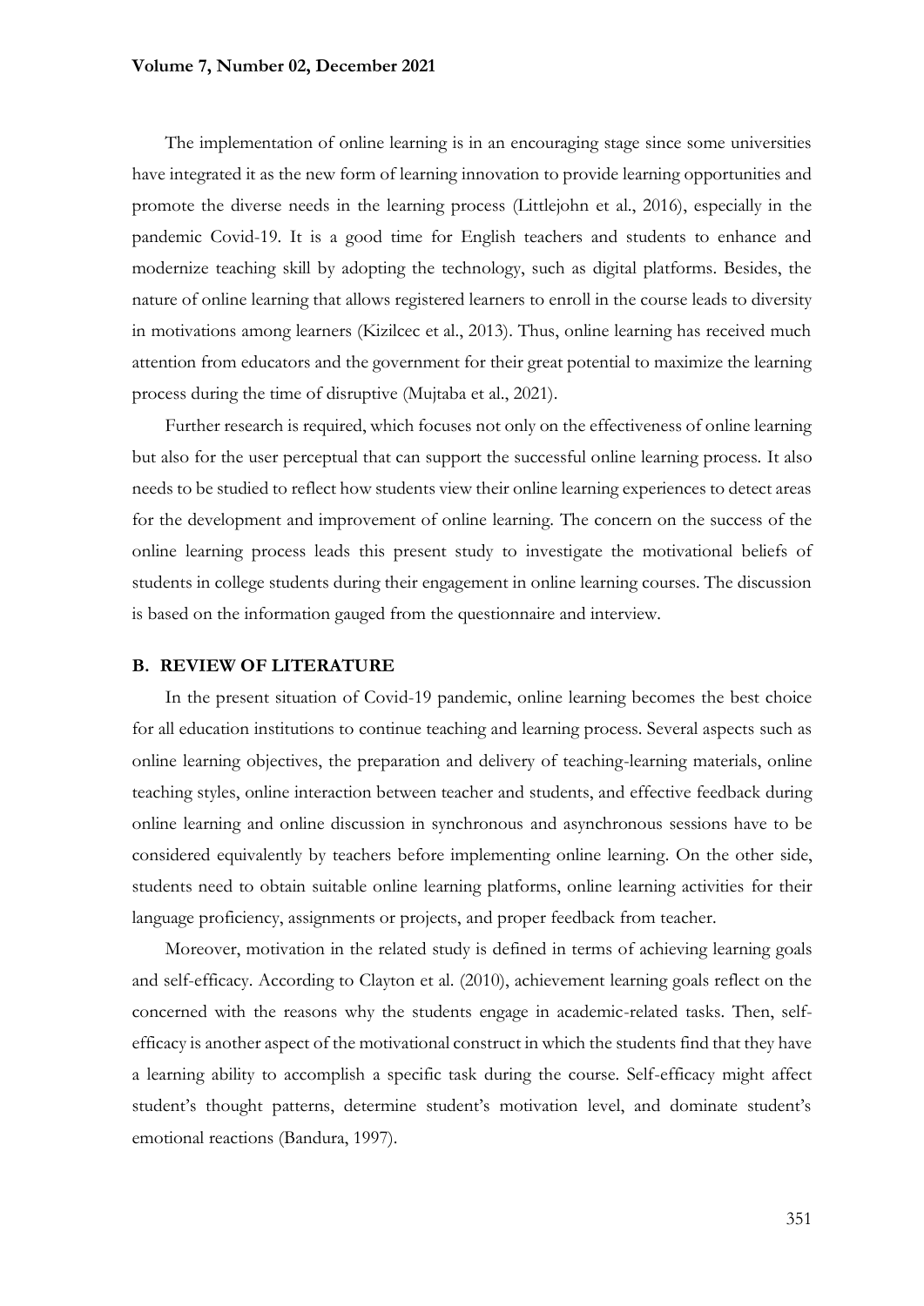The implementation of online learning is in an encouraging stage since some universities have integrated it as the new form of learning innovation to provide learning opportunities and promote the diverse needs in the learning process (Littlejohn et al., 2016), especially in the pandemic Covid-19. It is a good time for English teachers and students to enhance and modernize teaching skill by adopting the technology, such as digital platforms. Besides, the nature of online learning that allows registered learners to enroll in the course leads to diversity in motivations among learners (Kizilcec et al., 2013). Thus, online learning has received much attention from educators and the government for their great potential to maximize the learning process during the time of disruptive (Mujtaba et al., 2021).

Further research is required, which focuses not only on the effectiveness of online learning but also for the user perceptual that can support the successful online learning process. It also needs to be studied to reflect how students view their online learning experiences to detect areas for the development and improvement of online learning. The concern on the success of the online learning process leads this present study to investigate the motivational beliefs of students in college students during their engagement in online learning courses. The discussion is based on the information gauged from the questionnaire and interview.

## B. REVIEW OF LITERATURE

In the present situation of Covid-19 pandemic, online learning becomes the best choice for all education institutions to continue teaching and learning process. Several aspects such as online learning objectives, the preparation and delivery of teaching-learning materials, online teaching styles, online interaction between teacher and students, and effective feedback during online learning and online discussion in synchronous and asynchronous sessions have to be considered equivalently by teachers before implementing online learning. On the other side, students need to obtain suitable online learning platforms, online learning activities for their language proficiency, assignments or projects, and proper feedback from teacher.

Moreover, motivation in the related study is defined in terms of achieving learning goals and self-efficacy. According to Clayton et al. (2010), achievement learning goals reflect on the concerned with the reasons why the students engage in academic-related tasks. Then, self-efficacy is another aspect of the motivational construct in which the students find that they have a learning ability to accomplish a specific task during the course. Self-efficacy might affect student's thought patterns, determine student's motivation level, and dominate student's emotional reactions (Bandura, 1997).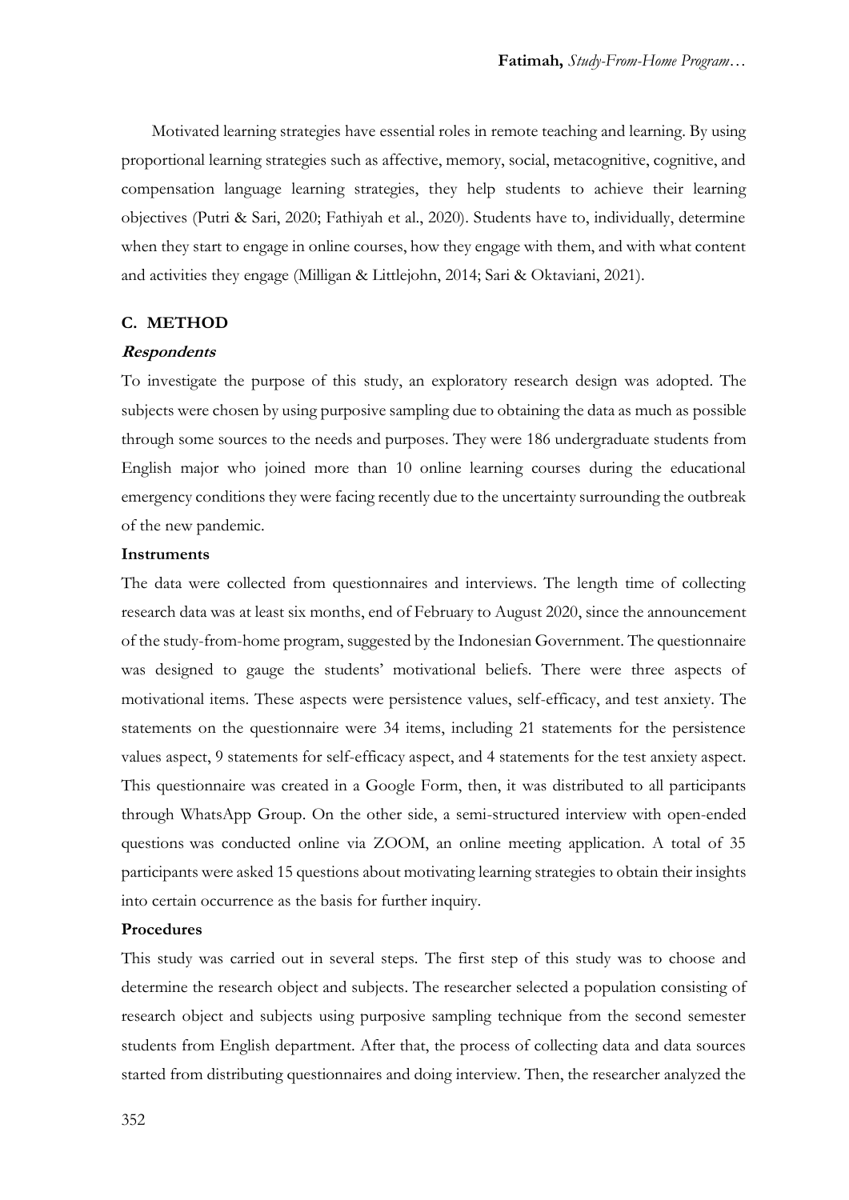Motivated learning strategies have essential roles in remote teaching and learning. By using proportional learning strategies such as affective, memory, social, metacognitive, cognitive, and compensation language learning strategies, they help students to achieve their learning objectives (Putri & Sari, 2020; Fathiyah et al., 2020). Students have to, individually, determine when they start to engage in online courses, how they engage with them, and with what content and activities they engage (Milligan & Littlejohn, 2014; Sari & Oktaviani, 2021).

## C. METHOD

### *Respondents*

To investigate the purpose of this study, an exploratory research design was adopted. The subjects were chosen by using purposive sampling due to obtaining the data as much as possible through some sources to the needs and purposes. They were 186 undergraduate students from English major who joined more than 10 online learning courses during the educational emergency conditions they were facing recently due to the uncertainty surrounding the outbreak of the new pandemic.

### Instruments

The data were collected from questionnaires and interviews. The length time of collecting research data was at least six months, end of February to August 2020, since the announcement of the study-from-home program, suggested by the Indonesian Government. The questionnaire was designed to gauge the students' motivational beliefs. There were three aspects of motivational items. These aspects were persistence values, self-efficacy, and test anxiety. The statements on the questionnaire were 34 items, including 21 statements for the persistence values aspect, 9 statements for self-efficacy aspect, and 4 statements for the test anxiety aspect. This questionnaire was created in a Google Form, then, it was distributed to all participants through WhatsApp Group. On the other side, a semi-structured interview with open-ended questions was conducted online via ZOOM, an online meeting application. A total of 35 participants were asked 15 questions about motivating learning strategies to obtain their insights into certain occurrence as the basis for further inquiry.

### Procedures

This study was carried out in several steps. The first step of this study was to choose and determine the research object and subjects. The researcher selected a population consisting of research object and subjects using purposive sampling technique from the second semester students from English department. After that, the process of collecting data and data sources started from distributing questionnaires and doing interview. Then, the researcher analyzed the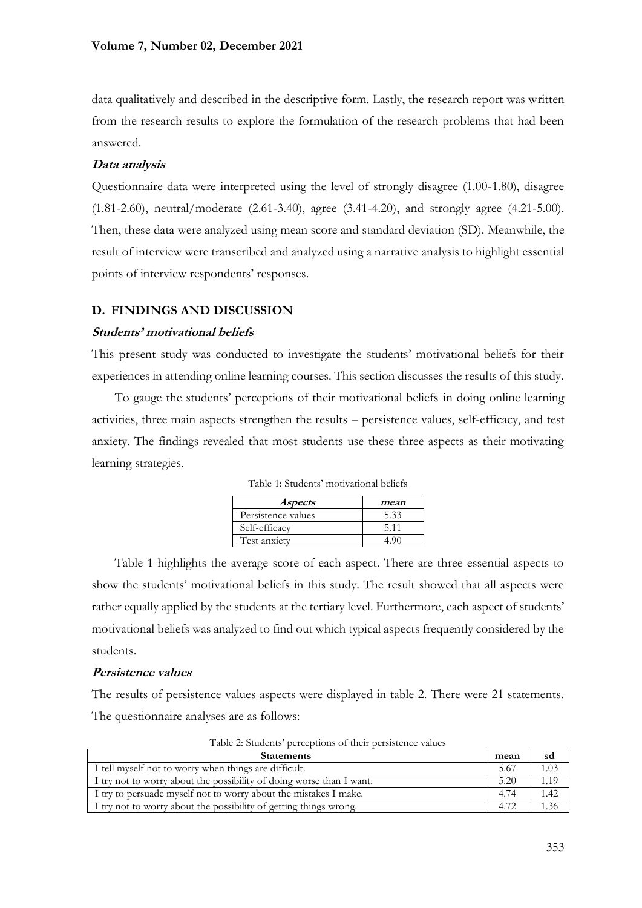data qualitatively and described in the descriptive form. Lastly, the research report was written from the research results to explore the formulation of the research problems that had been answered.

### *Data analysis*

Questionnaire data were interpreted using the level of strongly disagree (1.00-1.80), disagree (1.81-2.60), neutral/moderate (2.61-3.40), agree (3.41-4.20), and strongly agree (4.21-5.00). Then, these data were analyzed using mean score and standard deviation (SD). Meanwhile, the result of interview were transcribed and analyzed using a narrative analysis to highlight essential points of interview respondents' responses.

## D. FINDINGS AND DISCUSSION

### *Students' motivational beliefs*

This present study was conducted to investigate the students' motivational beliefs for their experiences in attending online learning courses. This section discusses the results of this study.

To gauge the students' perceptions of their motivational beliefs in doing online learning activities, three main aspects strengthen the results – persistence values, self-efficacy, and test anxiety. The findings revealed that most students use these three aspects as their motivating learning strategies.

Table 1: Students' motivational beliefs

| *Aspects* | *mean* |
|---|---|
| Persistence values | 5.33 |
| Self-efficacy | 5.11 |
| Test anxiety | 4.90 |

Table 1 highlights the average score of each aspect. There are three essential aspects to show the students' motivational beliefs in this study. The result showed that all aspects were rather equally applied by the students at the tertiary level. Furthermore, each aspect of students' motivational beliefs was analyzed to find out which typical aspects frequently considered by the students.

### *Persistence values*

The results of persistence values aspects were displayed in table 2. There were 21 statements. The questionnaire analyses are as follows:

Table 2: Students' perceptions of their persistence values

| Statements | mean | sd |
|---|---|---|
| I tell myself not to worry when things are difficult. | 5.67 | 1.03 |
| I try not to worry about the possibility of doing worse than I want. | 5.20 | 1.19 |
| I try to persuade myself not to worry about the mistakes I make. | 4.74 | 1.42 |
| I try not to worry about the possibility of getting things wrong. | 4.72 | 1.36 |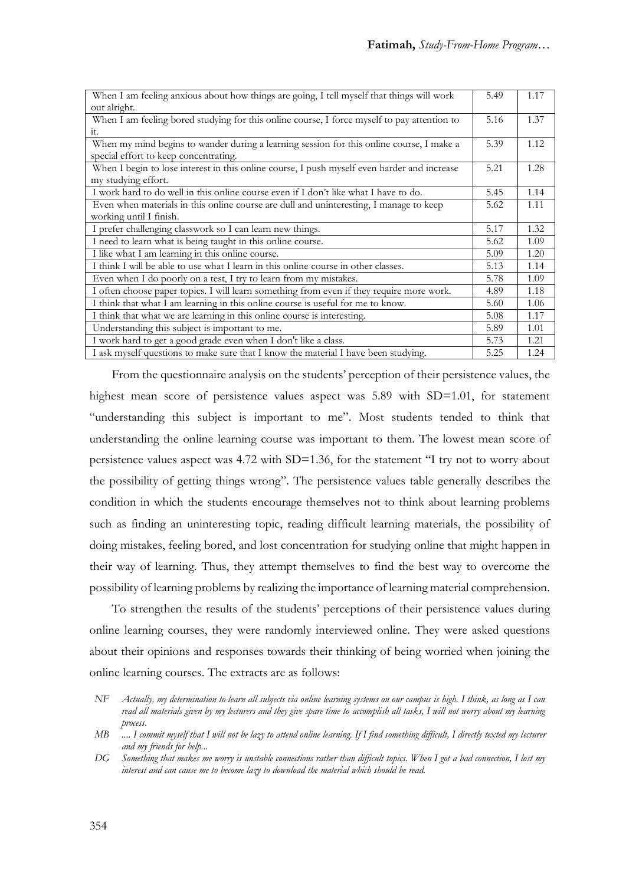| | | |
|---|---|---|
| When I am feeling anxious about how things are going, I tell myself that things will work out alright. | 5.49 | 1.17 |
| When I am feeling bored studying for this online course, I force myself to pay attention to it. | 5.16 | 1.37 |
| When my mind begins to wander during a learning session for this online course, I make a special effort to keep concentrating. | 5.39 | 1.12 |
| When I begin to lose interest in this online course, I push myself even harder and increase my studying effort. | 5.21 | 1.28 |
| I work hard to do well in this online course even if I don't like what I have to do. | 5.45 | 1.14 |
| Even when materials in this online course are dull and uninteresting, I manage to keep working until I finish. | 5.62 | 1.11 |
| I prefer challenging classwork so I can learn new things. | 5.17 | 1.32 |
| I need to learn what is being taught in this online course. | 5.62 | 1.09 |
| I like what I am learning in this online course. | 5.09 | 1.20 |
| I think I will be able to use what I learn in this online course in other classes. | 5.13 | 1.14 |
| Even when I do poorly on a test, I try to learn from my mistakes. | 5.78 | 1.09 |
| I often choose paper topics. I will learn something from even if they require more work. | 4.89 | 1.18 |
| I think that what I am learning in this online course is useful for me to know. | 5.60 | 1.06 |
| I think that what we are learning in this online course is interesting. | 5.08 | 1.17 |
| Understanding this subject is important to me. | 5.89 | 1.01 |
| I work hard to get a good grade even when I don't like a class. | 5.73 | 1.21 |
| I ask myself questions to make sure that I know the material I have been studying. | 5.25 | 1.24 |

From the questionnaire analysis on the students' perception of their persistence values, the highest mean score of persistence values aspect was 5.89 with SD=1.01, for statement "understanding this subject is important to me". Most students tended to think that understanding the online learning course was important to them. The lowest mean score of persistence values aspect was 4.72 with SD=1.36, for the statement "I try not to worry about the possibility of getting things wrong". The persistence values table generally describes the condition in which the students encourage themselves not to think about learning problems such as finding an uninteresting topic, reading difficult learning materials, the possibility of doing mistakes, feeling bored, and lost concentration for studying online that might happen in their way of learning. Thus, they attempt themselves to find the best way to overcome the possibility of learning problems by realizing the importance of learning material comprehension.

To strengthen the results of the students' perceptions of their persistence values during online learning courses, they were randomly interviewed online. They were asked questions about their opinions and responses towards their thinking of being worried when joining the online learning courses. The extracts are as follows:

*NF Actually, my determination to learn all subjects via online learning systems on our campus is high. I think, as long as I can read all materials given by my lecturers and they give spare time to accomplish all tasks, I will not worry about my learning process.*

*MB .... I commit myself that I will not be lazy to attend online learning. If I find something difficult, I directly texted my lecturer and my friends for help...*

*DG Something that makes me worry is unstable connections rather than difficult topics. When I got a bad connection, I lost my interest and can cause me to become lazy to download the material which should be read.*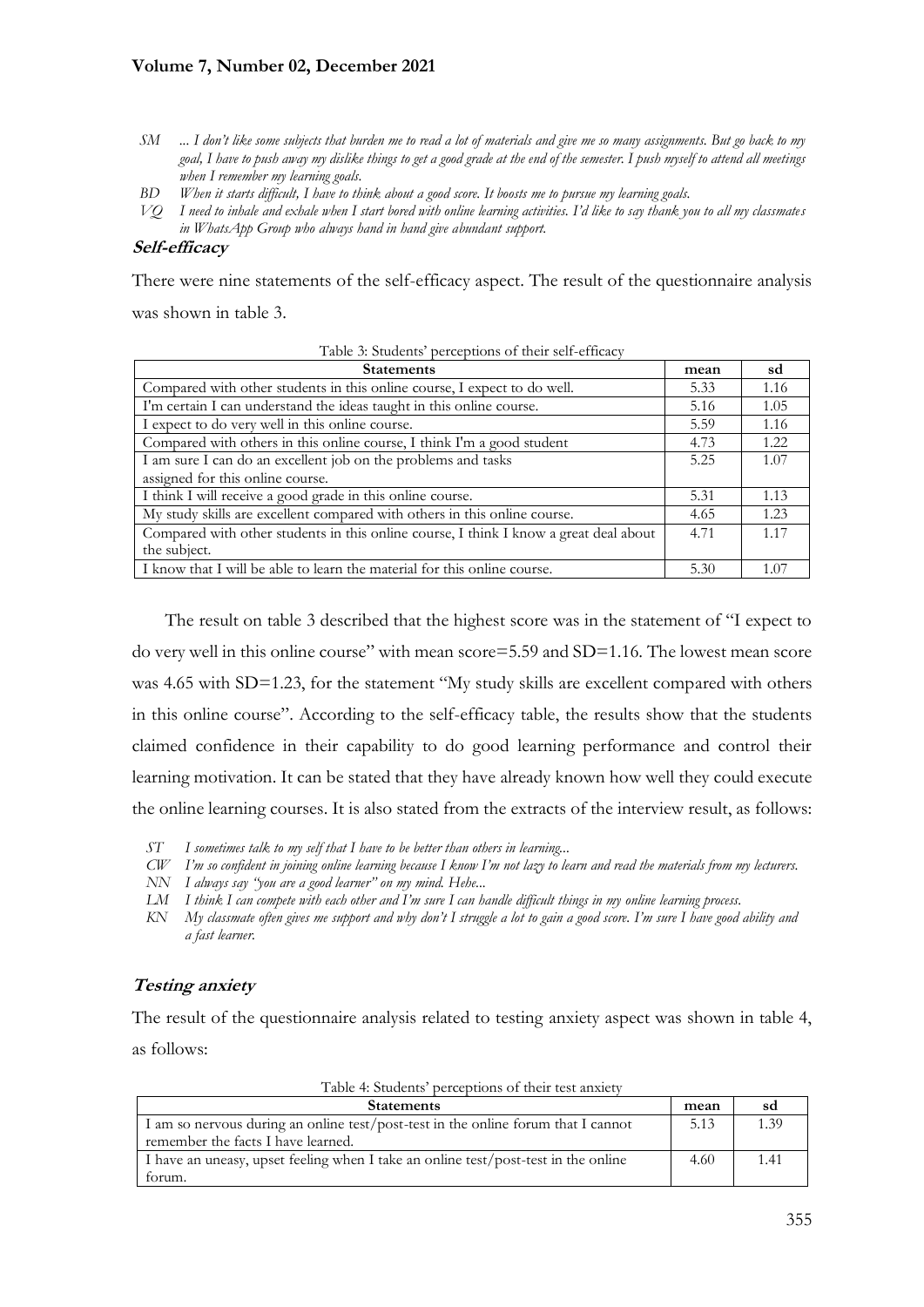*SM ... I don't like some subjects that burden me to read a lot of materials and give me so many assignments. But go back to my goal, I have to push away my dislike things to get a good grade at the end of the semester. I push myself to attend all meetings when I remember my learning goals.*

*BD When it starts difficult, I have to think about a good score. It boosts me to pursue my learning goals.*

*VQ I need to inhale and exhale when I start bored with online learning activities. I'd like to say thank you to all my classmates in WhatsApp Group who always hand in hand give abundant support.*

### **Self-efficacy**

There were nine statements of the self-efficacy aspect. The result of the questionnaire analysis was shown in table 3.

Table 3: Students' perceptions of their self-efficacy

| Statements | mean | sd |
|---|---|---|
| Compared with other students in this online course, I expect to do well. | 5.33 | 1.16 |
| I'm certain I can understand the ideas taught in this online course. | 5.16 | 1.05 |
| I expect to do very well in this online course. | 5.59 | 1.16 |
| Compared with others in this online course, I think I'm a good student | 4.73 | 1.22 |
| I am sure I can do an excellent job on the problems and tasks assigned for this online course. | 5.25 | 1.07 |
| I think I will receive a good grade in this online course. | 5.31 | 1.13 |
| My study skills are excellent compared with others in this online course. | 4.65 | 1.23 |
| Compared with other students in this online course, I think I know a great deal about the subject. | 4.71 | 1.17 |
| I know that I will be able to learn the material for this online course. | 5.30 | 1.07 |

The result on table 3 described that the highest score was in the statement of "I expect to do very well in this online course" with mean score=5.59 and SD=1.16. The lowest mean score was 4.65 with SD=1.23, for the statement "My study skills are excellent compared with others in this online course". According to the self-efficacy table, the results show that the students claimed confidence in their capability to do good learning performance and control their learning motivation. It can be stated that they have already known how well they could execute the online learning courses. It is also stated from the extracts of the interview result, as follows:

*ST I sometimes talk to my self that I have to be better than others in learning...*

*CW I'm so confident in joining online learning because I know I'm not lazy to learn and read the materials from my lecturers.*

*NN I always say "you are a good learner" on my mind. Hehe...*

*LM I think I can compete with each other and I'm sure I can handle difficult things in my online learning process.*

*KN My classmate often gives me support and why don't I struggle a lot to gain a good score. I'm sure I have good ability and a fast learner.*

### **Testing anxiety**

The result of the questionnaire analysis related to testing anxiety aspect was shown in table 4, as follows:

Table 4: Students' perceptions of their test anxiety

| Statements | mean | sd |
|---|---|---|
| I am so nervous during an online test/post-test in the online forum that I cannot remember the facts I have learned. | 5.13 | 1.39 |
| I have an uneasy, upset feeling when I take an online test/post-test in the online forum. | 4.60 | 1.41 |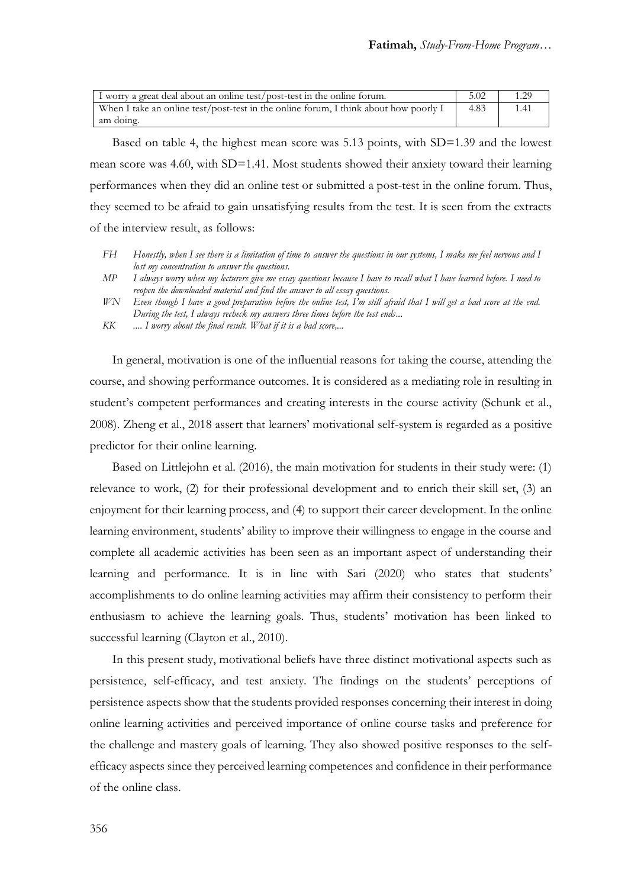| | | |
|---|---|---|
| I worry a great deal about an online test/post-test in the online forum. | 5.02 | 1.29 |
| When I take an online test/post-test in the online forum, I think about how poorly I am doing. | 4.83 | 1.41 |

Based on table 4, the highest mean score was 5.13 points, with SD=1.39 and the lowest mean score was 4.60, with SD=1.41. Most students showed their anxiety toward their learning performances when they did an online test or submitted a post-test in the online forum. Thus, they seemed to be afraid to gain unsatisfying results from the test. It is seen from the extracts of the interview result, as follows:

FH *Honestly, when I see there is a limitation of time to answer the questions in our systems, I make me feel nervous and I lost my concentration to answer the questions.*

MP *I always worry when my lecturers give me essay questions because I have to recall what I have learned before. I need to reopen the downloaded material and find the answer to all essay questions.*

WN *Even though I have a good preparation before the online test, I'm still afraid that I will get a bad score at the end. During the test, I always recheck my answers three times before the test ends...*

KK *.... I worry about the final result. What if it is a bad score,...*

In general, motivation is one of the influential reasons for taking the course, attending the course, and showing performance outcomes. It is considered as a mediating role in resulting in student's competent performances and creating interests in the course activity (Schunk et al., 2008). Zheng et al., 2018 assert that learners' motivational self-system is regarded as a positive predictor for their online learning.

Based on Littlejohn et al. (2016), the main motivation for students in their study were: (1) relevance to work, (2) for their professional development and to enrich their skill set, (3) an enjoyment for their learning process, and (4) to support their career development. In the online learning environment, students' ability to improve their willingness to engage in the course and complete all academic activities has been seen as an important aspect of understanding their learning and performance. It is in line with Sari (2020) who states that students' accomplishments to do online learning activities may affirm their consistency to perform their enthusiasm to achieve the learning goals. Thus, students' motivation has been linked to successful learning (Clayton et al., 2010).

In this present study, motivational beliefs have three distinct motivational aspects such as persistence, self-efficacy, and test anxiety. The findings on the students' perceptions of persistence aspects show that the students provided responses concerning their interest in doing online learning activities and perceived importance of online course tasks and preference for the challenge and mastery goals of learning. They also showed positive responses to the self-efficacy aspects since they perceived learning competences and confidence in their performance of the online class.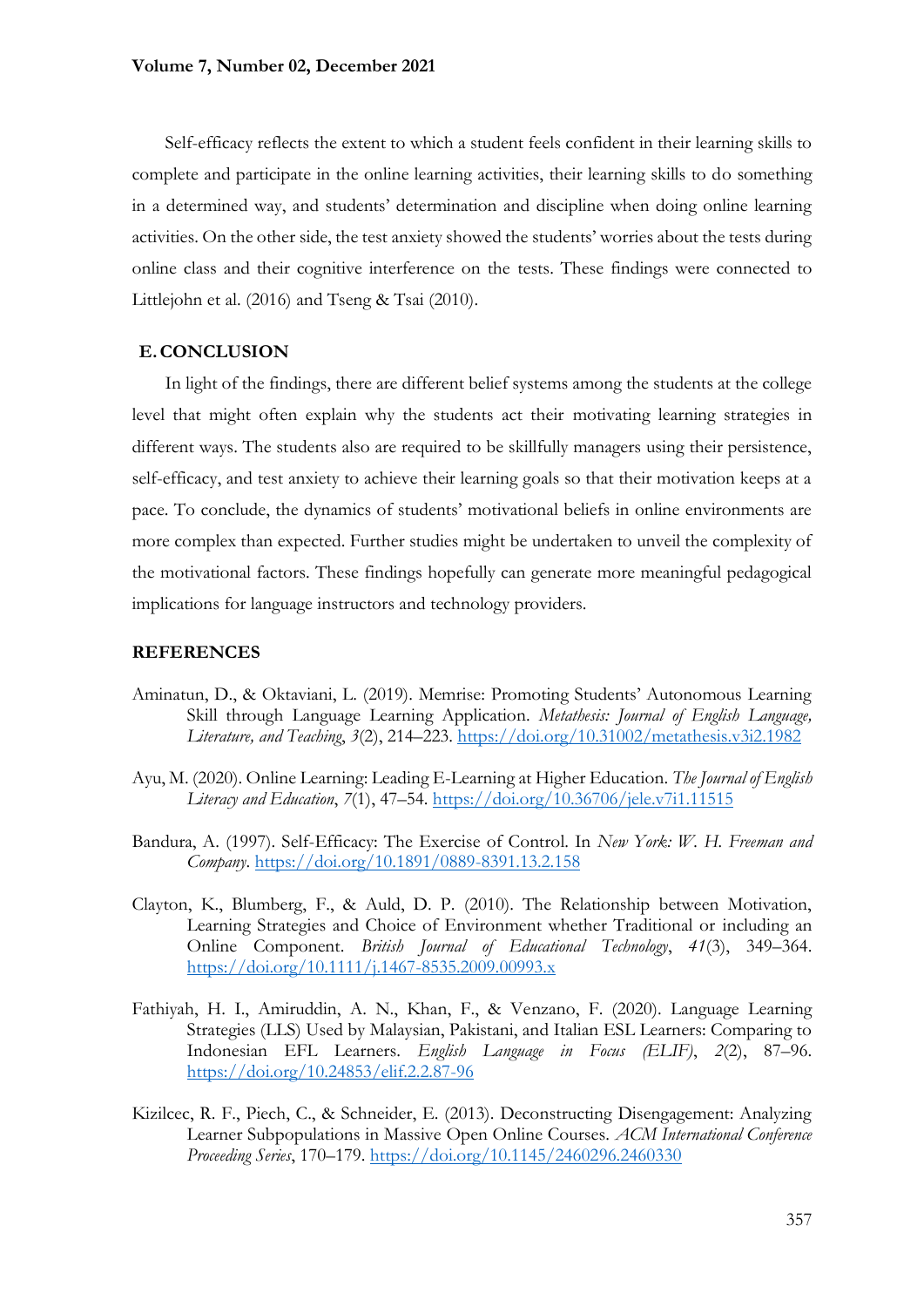Self-efficacy reflects the extent to which a student feels confident in their learning skills to complete and participate in the online learning activities, their learning skills to do something in a determined way, and students' determination and discipline when doing online learning activities. On the other side, the test anxiety showed the students' worries about the tests during online class and their cognitive interference on the tests. These findings were connected to Littlejohn et al. (2016) and Tseng & Tsai (2010).

## E. CONCLUSION

In light of the findings, there are different belief systems among the students at the college level that might often explain why the students act their motivating learning strategies in different ways. The students also are required to be skillfully managers using their persistence, self-efficacy, and test anxiety to achieve their learning goals so that their motivation keeps at a pace. To conclude, the dynamics of students' motivational beliefs in online environments are more complex than expected. Further studies might be undertaken to unveil the complexity of the motivational factors. These findings hopefully can generate more meaningful pedagogical implications for language instructors and technology providers.

## REFERENCES

Aminatun, D., & Oktaviani, L. (2019). Memrise: Promoting Students' Autonomous Learning Skill through Language Learning Application. *Metathesis: Journal of English Language, Literature, and Teaching*, *3*(2), 214–223. https://doi.org/10.31002/metathesis.v3i2.1982

Ayu, M. (2020). Online Learning: Leading E-Learning at Higher Education. *The Journal of English Literacy and Education*, *7*(1), 47–54. https://doi.org/10.36706/jele.v7i1.11515

Bandura, A. (1997). Self-Efficacy: The Exercise of Control. In *New York: W. H. Freeman and Company*. https://doi.org/10.1891/0889-8391.13.2.158

Clayton, K., Blumberg, F., & Auld, D. P. (2010). The Relationship between Motivation, Learning Strategies and Choice of Environment whether Traditional or including an Online Component. *British Journal of Educational Technology*, *41*(3), 349–364. https://doi.org/10.1111/j.1467-8535.2009.00993.x

Fathiyah, H. I., Amiruddin, A. N., Khan, F., & Venzano, F. (2020). Language Learning Strategies (LLS) Used by Malaysian, Pakistani, and Italian ESL Learners: Comparing to Indonesian EFL Learners. *English Language in Focus (ELIF)*, *2*(2), 87–96. https://doi.org/10.24853/elif.2.2.87-96

Kizilcec, R. F., Piech, C., & Schneider, E. (2013). Deconstructing Disengagement: Analyzing Learner Subpopulations in Massive Open Online Courses. *ACM International Conference Proceeding Series*, 170–179. https://doi.org/10.1145/2460296.2460330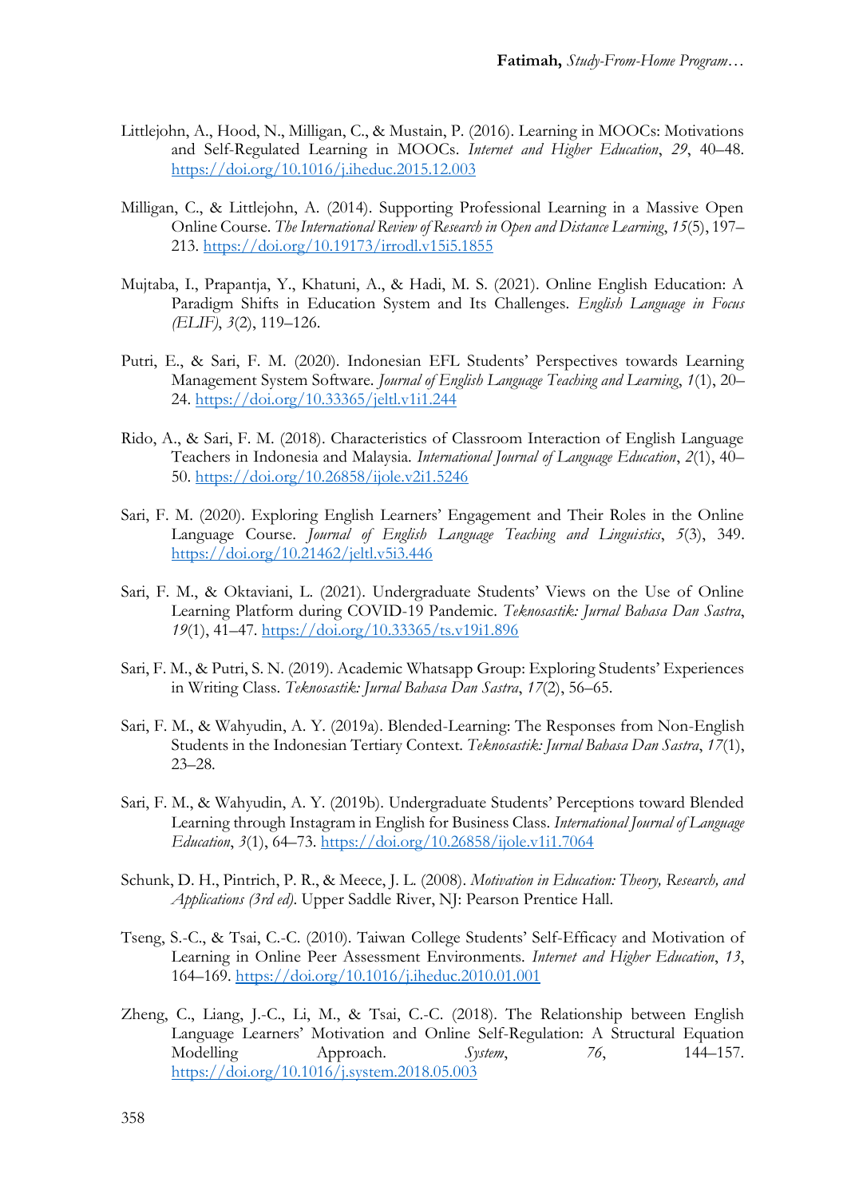Littlejohn, A., Hood, N., Milligan, C., & Mustain, P. (2016). Learning in MOOCs: Motivations and Self-Regulated Learning in MOOCs. *Internet and Higher Education*, *29*, 40–48. https://doi.org/10.1016/j.iheduc.2015.12.003

Milligan, C., & Littlejohn, A. (2014). Supporting Professional Learning in a Massive Open Online Course. *The International Review of Research in Open and Distance Learning*, *15*(5), 197–213. https://doi.org/10.19173/irrodl.v15i5.1855

Mujtaba, I., Prapantja, Y., Khatuni, A., & Hadi, M. S. (2021). Online English Education: A Paradigm Shifts in Education System and Its Challenges. *English Language in Focus (ELIF)*, *3*(2), 119–126.

Putri, E., & Sari, F. M. (2020). Indonesian EFL Students' Perspectives towards Learning Management System Software. *Journal of English Language Teaching and Learning*, *1*(1), 20–24. https://doi.org/10.33365/jeltl.v1i1.244

Rido, A., & Sari, F. M. (2018). Characteristics of Classroom Interaction of English Language Teachers in Indonesia and Malaysia. *International Journal of Language Education*, *2*(1), 40–50. https://doi.org/10.26858/ijole.v2i1.5246

Sari, F. M. (2020). Exploring English Learners' Engagement and Their Roles in the Online Language Course. *Journal of English Language Teaching and Linguistics*, *5*(3), 349. https://doi.org/10.21462/jeltl.v5i3.446

Sari, F. M., & Oktaviani, L. (2021). Undergraduate Students' Views on the Use of Online Learning Platform during COVID-19 Pandemic. *Teknosastik: Jurnal Bahasa Dan Sastra*, *19*(1), 41–47. https://doi.org/10.33365/ts.v19i1.896

Sari, F. M., & Putri, S. N. (2019). Academic Whatsapp Group: Exploring Students' Experiences in Writing Class. *Teknosastik: Jurnal Bahasa Dan Sastra*, *17*(2), 56–65.

Sari, F. M., & Wahyudin, A. Y. (2019a). Blended-Learning: The Responses from Non-English Students in the Indonesian Tertiary Context. *Teknosastik: Jurnal Bahasa Dan Sastra*, *17*(1), 23–28.

Sari, F. M., & Wahyudin, A. Y. (2019b). Undergraduate Students' Perceptions toward Blended Learning through Instagram in English for Business Class. *International Journal of Language Education*, *3*(1), 64–73. https://doi.org/10.26858/ijole.v1i1.7064

Schunk, D. H., Pintrich, P. R., & Meece, J. L. (2008). *Motivation in Education: Theory, Research, and Applications (3rd ed).* Upper Saddle River, NJ: Pearson Prentice Hall.

Tseng, S.-C., & Tsai, C.-C. (2010). Taiwan College Students' Self-Efficacy and Motivation of Learning in Online Peer Assessment Environments. *Internet and Higher Education*, *13*, 164–169. https://doi.org/10.1016/j.iheduc.2010.01.001

Zheng, C., Liang, J.-C., Li, M., & Tsai, C.-C. (2018). The Relationship between English Language Learners' Motivation and Online Self-Regulation: A Structural Equation Modelling Approach. *System*, *76*, 144–157. https://doi.org/10.1016/j.system.2018.05.003